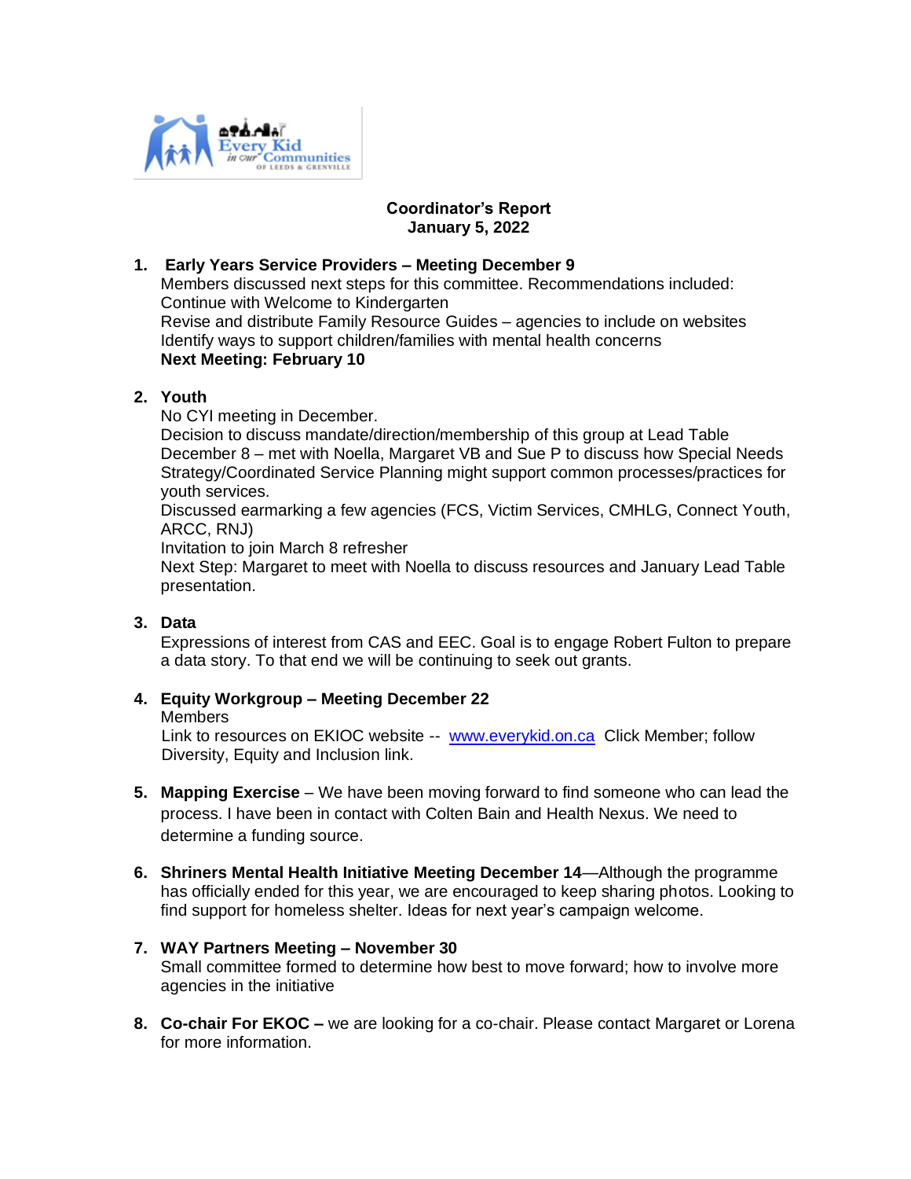# Coordinator's Report
## January 5, 2022

1. **Early Years Service Providers – Meeting December 9**
   Members discussed next steps for this committee. Recommendations included:
   Continue with Welcome to Kindergarten
   Revise and distribute Family Resource Guides – agencies to include on websites
   Identify ways to support children/families with mental health concerns
   **Next Meeting: February 10**

2. **Youth**
   No CYI meeting in December.
   Decision to discuss mandate/direction/membership of this group at Lead Table
   December 8 – met with Noella, Margaret VB and Sue P to discuss how Special Needs Strategy/Coordinated Service Planning might support common processes/practices for youth services.
   Discussed earmarking a few agencies (FCS, Victim Services, CMHLG, Connect Youth, ARCC, RNJ)
   Invitation to join March 8 refresher
   Next Step: Margaret to meet with Noella to discuss resources and January Lead Table presentation.

3. **Data**
   Expressions of interest from CAS and EEC. Goal is to engage Robert Fulton to prepare a data story. To that end we will be continuing to seek out grants.

4. **Equity Workgroup – Meeting December 22**
   Members
   Link to resources on EKIOC website -- www.everykid.on.ca Click Member; follow Diversity, Equity and Inclusion link.

5. **Mapping Exercise** – We have been moving forward to find someone who can lead the process. I have been in contact with Colten Bain and Health Nexus. We need to determine a funding source.

6. **Shriners Mental Health Initiative Meeting December 14**—Although the programme has officially ended for this year, we are encouraged to keep sharing photos. Looking to find support for homeless shelter. Ideas for next year's campaign welcome.

7. **WAY Partners Meeting – November 30**
   Small committee formed to determine how best to move forward; how to involve more agencies in the initiative

8. **Co-chair For EKOC –** we are looking for a co-chair. Please contact Margaret or Lorena for more information.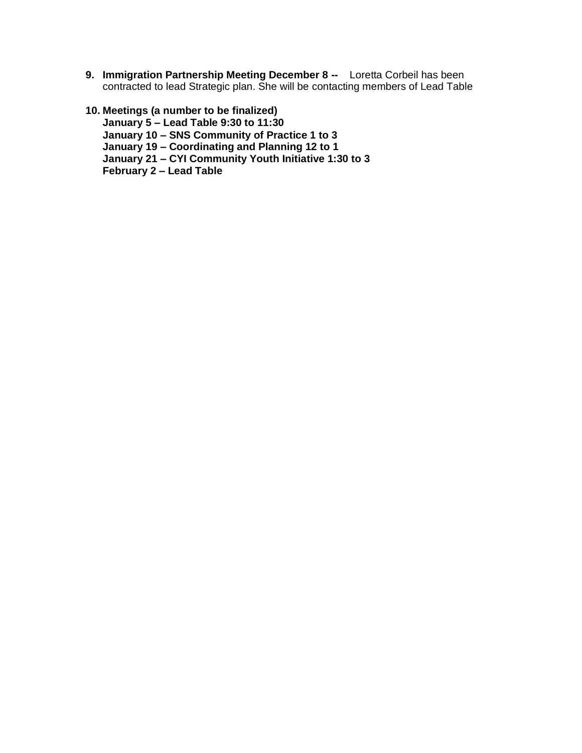9. **Immigration Partnership Meeting December 8 --** Loretta Corbeil has been contracted to lead Strategic plan. She will be contacting members of Lead Table

10. **Meetings (a number to be finalized)**
    **January 5 – Lead Table 9:30 to 11:30**
    **January 10 – SNS Community of Practice 1 to 3**
    **January 19 – Coordinating and Planning 12 to 1**
    **January 21 – CYI Community Youth Initiative 1:30 to 3**
    **February 2 – Lead Table**